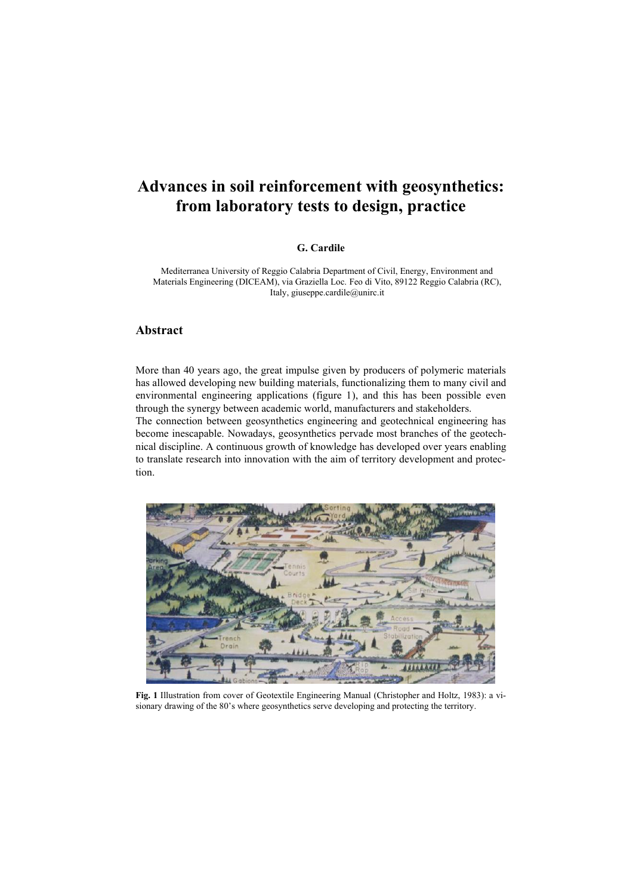# Advances in soil reinforcement with geosynthetics: from laboratory tests to design, practice

**G. Cardile**

Mediterranea University of Reggio Calabria Department of Civil, Energy, Environment and Materials Engineering (DICEAM), via Graziella Loc. Feo di Vito, 89122 Reggio Calabria (RC), Italy, giuseppe.cardile@unirc.it

## Abstract

More than 40 years ago, the great impulse given by producers of polymeric materials has allowed developing new building materials, functionalizing them to many civil and environmental engineering applications (figure 1), and this has been possible even through the synergy between academic world, manufacturers and stakeholders.
The connection between geosynthetics engineering and geotechnical engineering has become inescapable. Nowadays, geosynthetics pervade most branches of the geotechnical discipline. A continuous growth of knowledge has developed over years enabling to translate research into innovation with the aim of territory development and protection.

**Fig. 1** Illustration from cover of Geotextile Engineering Manual (Christopher and Holtz, 1983): a visionary drawing of the 80's where geosynthetics serve developing and protecting the territory.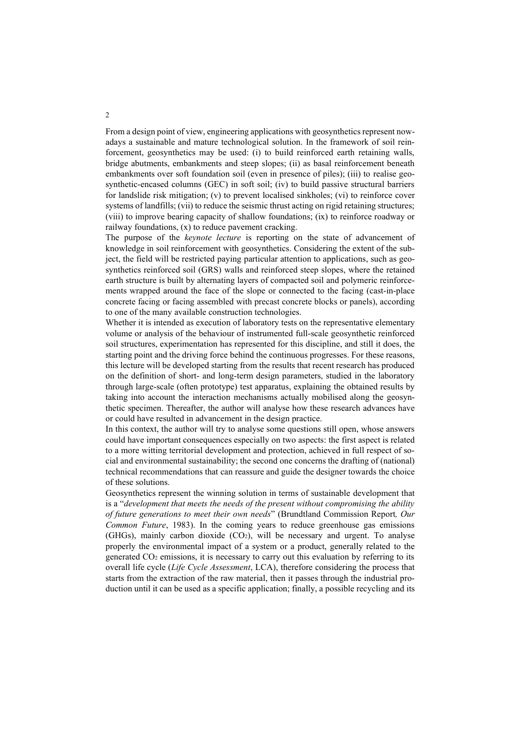From a design point of view, engineering applications with geosynthetics represent nowadays a sustainable and mature technological solution. In the framework of soil reinforcement, geosynthetics may be used: (i) to build reinforced earth retaining walls, bridge abutments, embankments and steep slopes; (ii) as basal reinforcement beneath embankments over soft foundation soil (even in presence of piles); (iii) to realise geosynthetic-encased columns (GEC) in soft soil; (iv) to build passive structural barriers for landslide risk mitigation; (v) to prevent localised sinkholes; (vi) to reinforce cover systems of landfills; (vii) to reduce the seismic thrust acting on rigid retaining structures; (viii) to improve bearing capacity of shallow foundations; (ix) to reinforce roadway or railway foundations, (x) to reduce pavement cracking.

The purpose of the *keynote lecture* is reporting on the state of advancement of knowledge in soil reinforcement with geosynthetics. Considering the extent of the subject, the field will be restricted paying particular attention to applications, such as geosynthetics reinforced soil (GRS) walls and reinforced steep slopes, where the retained earth structure is built by alternating layers of compacted soil and polymeric reinforcements wrapped around the face of the slope or connected to the facing (cast-in-place concrete facing or facing assembled with precast concrete blocks or panels), according to one of the many available construction technologies.

Whether it is intended as execution of laboratory tests on the representative elementary volume or analysis of the behaviour of instrumented full-scale geosynthetic reinforced soil structures, experimentation has represented for this discipline, and still it does, the starting point and the driving force behind the continuous progresses. For these reasons, this lecture will be developed starting from the results that recent research has produced on the definition of short- and long-term design parameters, studied in the laboratory through large-scale (often prototype) test apparatus, explaining the obtained results by taking into account the interaction mechanisms actually mobilised along the geosynthetic specimen. Thereafter, the author will analyse how these research advances have or could have resulted in advancement in the design practice.

In this context, the author will try to analyse some questions still open, whose answers could have important consequences especially on two aspects: the first aspect is related to a more witting territorial development and protection, achieved in full respect of social and environmental sustainability; the second one concerns the drafting of (national) technical recommendations that can reassure and guide the designer towards the choice of these solutions.

Geosynthetics represent the winning solution in terms of sustainable development that is a "*development that meets the needs of the present without compromising the ability of future generations to meet their own needs*" (Brundtland Commission Report*, Our Common Future*, 1983). In the coming years to reduce greenhouse gas emissions (GHGs), mainly carbon dioxide ($CO_2$), will be necessary and urgent. To analyse properly the environmental impact of a system or a product, generally related to the generated $CO_2$ emissions, it is necessary to carry out this evaluation by referring to its overall life cycle (*Life Cycle Assessment*, LCA), therefore considering the process that starts from the extraction of the raw material, then it passes through the industrial production until it can be used as a specific application; finally, a possible recycling and its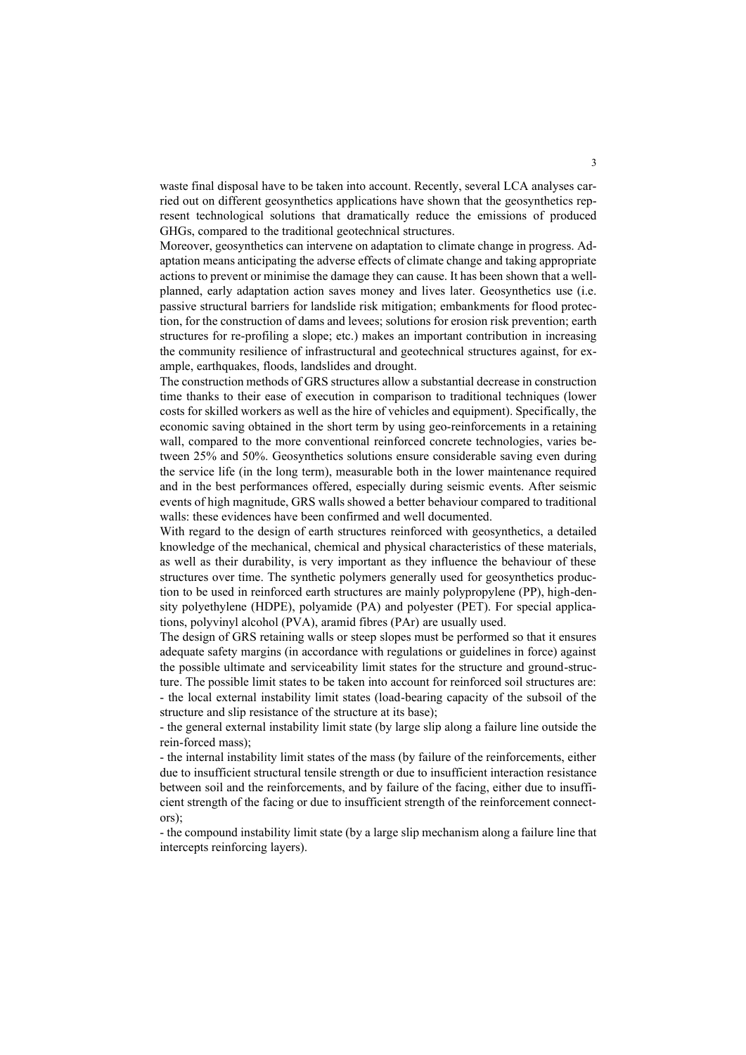waste final disposal have to be taken into account. Recently, several LCA analyses carried out on different geosynthetics applications have shown that the geosynthetics represent technological solutions that dramatically reduce the emissions of produced GHGs, compared to the traditional geotechnical structures.

Moreover, geosynthetics can intervene on adaptation to climate change in progress. Adaptation means anticipating the adverse effects of climate change and taking appropriate actions to prevent or minimise the damage they can cause. It has been shown that a well-planned, early adaptation action saves money and lives later. Geosynthetics use (i.e. passive structural barriers for landslide risk mitigation; embankments for flood protection, for the construction of dams and levees; solutions for erosion risk prevention; earth structures for re-profiling a slope; etc.) makes an important contribution in increasing the community resilience of infrastructural and geotechnical structures against, for example, earthquakes, floods, landslides and drought.

The construction methods of GRS structures allow a substantial decrease in construction time thanks to their ease of execution in comparison to traditional techniques (lower costs for skilled workers as well as the hire of vehicles and equipment). Specifically, the economic saving obtained in the short term by using geo-reinforcements in a retaining wall, compared to the more conventional reinforced concrete technologies, varies between 25% and 50%. Geosynthetics solutions ensure considerable saving even during the service life (in the long term), measurable both in the lower maintenance required and in the best performances offered, especially during seismic events. After seismic events of high magnitude, GRS walls showed a better behaviour compared to traditional walls: these evidences have been confirmed and well documented.

With regard to the design of earth structures reinforced with geosynthetics, a detailed knowledge of the mechanical, chemical and physical characteristics of these materials, as well as their durability, is very important as they influence the behaviour of these structures over time. The synthetic polymers generally used for geosynthetics production to be used in reinforced earth structures are mainly polypropylene (PP), high-density polyethylene (HDPE), polyamide (PA) and polyester (PET). For special applications, polyvinyl alcohol (PVA), aramid fibres (PAr) are usually used.

The design of GRS retaining walls or steep slopes must be performed so that it ensures adequate safety margins (in accordance with regulations or guidelines in force) against the possible ultimate and serviceability limit states for the structure and ground-structure. The possible limit states to be taken into account for reinforced soil structures are:

- the local external instability limit states (load-bearing capacity of the subsoil of the structure and slip resistance of the structure at its base);
- the general external instability limit state (by large slip along a failure line outside the rein-forced mass);
- the internal instability limit states of the mass (by failure of the reinforcements, either due to insufficient structural tensile strength or due to insufficient interaction resistance between soil and the reinforcements, and by failure of the facing, either due to insufficient strength of the facing or due to insufficient strength of the reinforcement connectors);
- the compound instability limit state (by a large slip mechanism along a failure line that intercepts reinforcing layers).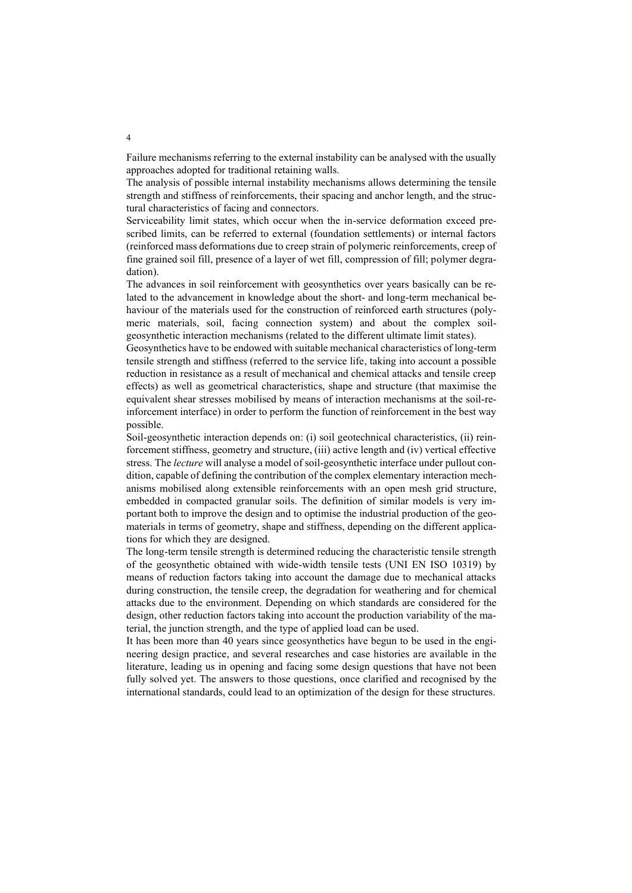Failure mechanisms referring to the external instability can be analysed with the usually approaches adopted for traditional retaining walls.

The analysis of possible internal instability mechanisms allows determining the tensile strength and stiffness of reinforcements, their spacing and anchor length, and the structural characteristics of facing and connectors.

Serviceability limit states, which occur when the in-service deformation exceed prescribed limits, can be referred to external (foundation settlements) or internal factors (reinforced mass deformations due to creep strain of polymeric reinforcements, creep of fine grained soil fill, presence of a layer of wet fill, compression of fill; polymer degradation).

The advances in soil reinforcement with geosynthetics over years basically can be related to the advancement in knowledge about the short- and long-term mechanical behaviour of the materials used for the construction of reinforced earth structures (polymeric materials, soil, facing connection system) and about the complex soil-geosynthetic interaction mechanisms (related to the different ultimate limit states).

Geosynthetics have to be endowed with suitable mechanical characteristics of long-term tensile strength and stiffness (referred to the service life, taking into account a possible reduction in resistance as a result of mechanical and chemical attacks and tensile creep effects) as well as geometrical characteristics, shape and structure (that maximise the equivalent shear stresses mobilised by means of interaction mechanisms at the soil-reinforcement interface) in order to perform the function of reinforcement in the best way possible.

Soil-geosynthetic interaction depends on: (i) soil geotechnical characteristics, (ii) reinforcement stiffness, geometry and structure, (iii) active length and (iv) vertical effective stress. The *lecture* will analyse a model of soil-geosynthetic interface under pullout condition, capable of defining the contribution of the complex elementary interaction mechanisms mobilised along extensible reinforcements with an open mesh grid structure, embedded in compacted granular soils. The definition of similar models is very important both to improve the design and to optimise the industrial production of the geomaterials in terms of geometry, shape and stiffness, depending on the different applications for which they are designed.

The long-term tensile strength is determined reducing the characteristic tensile strength of the geosynthetic obtained with wide-width tensile tests (UNI EN ISO 10319) by means of reduction factors taking into account the damage due to mechanical attacks during construction, the tensile creep, the degradation for weathering and for chemical attacks due to the environment. Depending on which standards are considered for the design, other reduction factors taking into account the production variability of the material, the junction strength, and the type of applied load can be used.

It has been more than 40 years since geosynthetics have begun to be used in the engineering design practice, and several researches and case histories are available in the literature, leading us in opening and facing some design questions that have not been fully solved yet. The answers to those questions, once clarified and recognised by the international standards, could lead to an optimization of the design for these structures.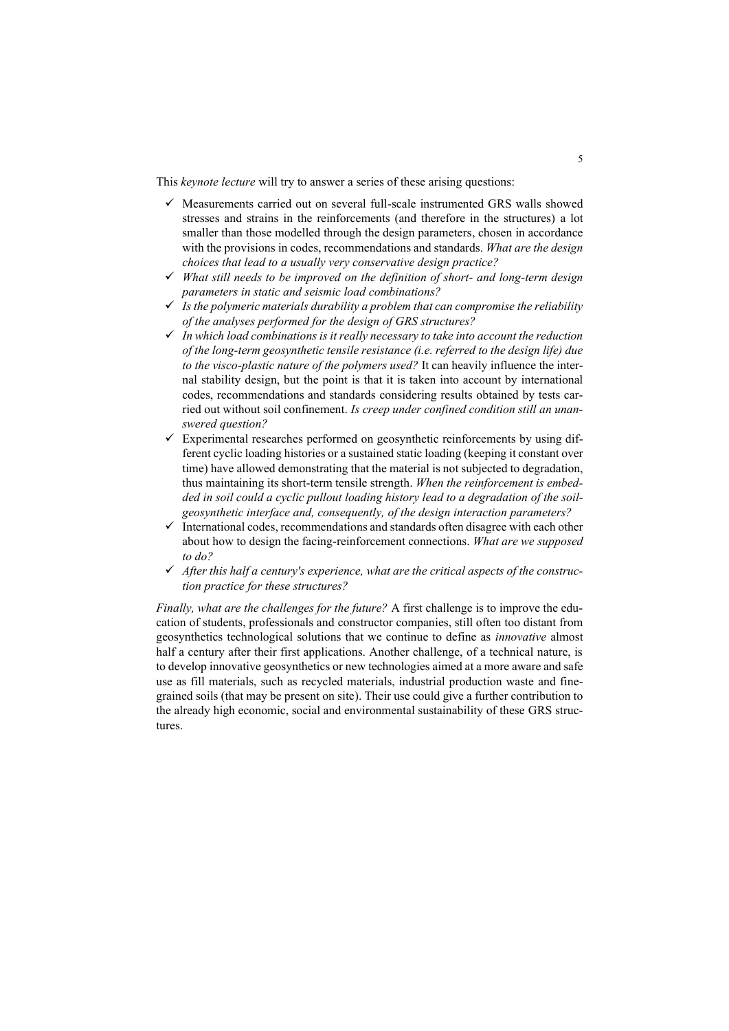This *keynote lecture* will try to answer a series of these arising questions:

- ✓ Measurements carried out on several full-scale instrumented GRS walls showed stresses and strains in the reinforcements (and therefore in the structures) a lot smaller than those modelled through the design parameters, chosen in accordance with the provisions in codes, recommendations and standards. *What are the design choices that lead to a usually very conservative design practice?*
- ✓ *What still needs to be improved on the definition of short- and long-term design parameters in static and seismic load combinations?*
- ✓ *Is the polymeric materials durability a problem that can compromise the reliability of the analyses performed for the design of GRS structures?*
- ✓ *In which load combinations is it really necessary to take into account the reduction of the long-term geosynthetic tensile resistance (i.e. referred to the design life) due to the visco-plastic nature of the polymers used?* It can heavily influence the internal stability design, but the point is that it is taken into account by international codes, recommendations and standards considering results obtained by tests carried out without soil confinement. *Is creep under confined condition still an unanswered question?*
- ✓ Experimental researches performed on geosynthetic reinforcements by using different cyclic loading histories or a sustained static loading (keeping it constant over time) have allowed demonstrating that the material is not subjected to degradation, thus maintaining its short-term tensile strength. *When the reinforcement is embedded in soil could a cyclic pullout loading history lead to a degradation of the soil-geosynthetic interface and, consequently, of the design interaction parameters?*
- ✓ International codes, recommendations and standards often disagree with each other about how to design the facing-reinforcement connections. *What are we supposed to do?*
- ✓ *After this half a century's experience, what are the critical aspects of the construction practice for these structures?*

*Finally, what are the challenges for the future?* A first challenge is to improve the education of students, professionals and constructor companies, still often too distant from geosynthetics technological solutions that we continue to define as *innovative* almost half a century after their first applications. Another challenge, of a technical nature, is to develop innovative geosynthetics or new technologies aimed at a more aware and safe use as fill materials, such as recycled materials, industrial production waste and fine-grained soils (that may be present on site). Their use could give a further contribution to the already high economic, social and environmental sustainability of these GRS structures.